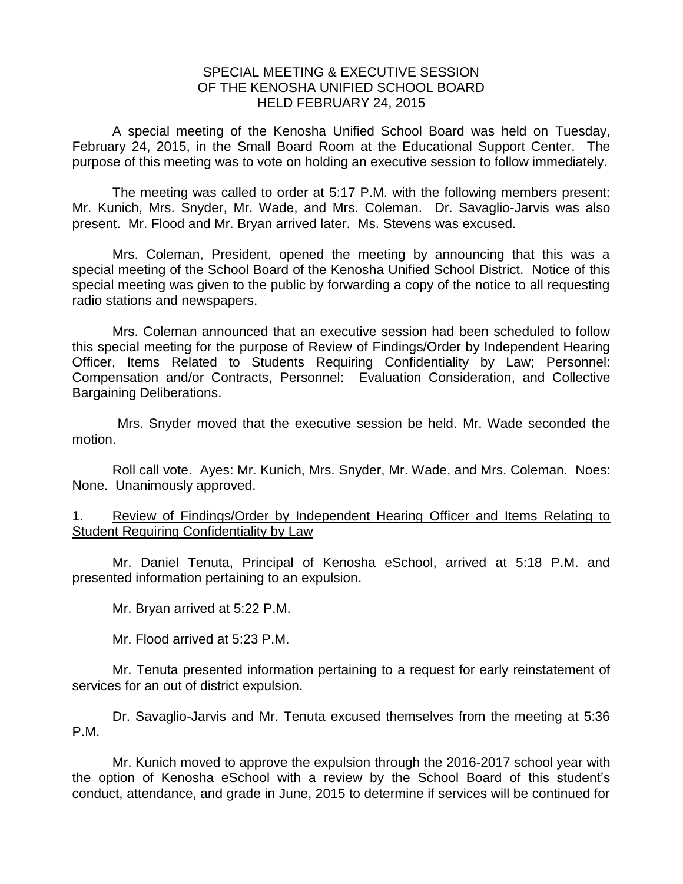SPECIAL MEETING & EXECUTIVE SESSION
OF THE KENOSHA UNIFIED SCHOOL BOARD
HELD FEBRUARY 24, 2015

A special meeting of the Kenosha Unified School Board was held on Tuesday, February 24, 2015, in the Small Board Room at the Educational Support Center. The purpose of this meeting was to vote on holding an executive session to follow immediately.

The meeting was called to order at 5:17 P.M. with the following members present: Mr. Kunich, Mrs. Snyder, Mr. Wade, and Mrs. Coleman. Dr. Savaglio-Jarvis was also present. Mr. Flood and Mr. Bryan arrived later. Ms. Stevens was excused.

Mrs. Coleman, President, opened the meeting by announcing that this was a special meeting of the School Board of the Kenosha Unified School District. Notice of this special meeting was given to the public by forwarding a copy of the notice to all requesting radio stations and newspapers.

Mrs. Coleman announced that an executive session had been scheduled to follow this special meeting for the purpose of Review of Findings/Order by Independent Hearing Officer, Items Related to Students Requiring Confidentiality by Law; Personnel: Compensation and/or Contracts, Personnel: Evaluation Consideration, and Collective Bargaining Deliberations.

Mrs. Snyder moved that the executive session be held. Mr. Wade seconded the motion.

Roll call vote. Ayes: Mr. Kunich, Mrs. Snyder, Mr. Wade, and Mrs. Coleman. Noes: None. Unanimously approved.

1. <u>Review of Findings/Order by Independent Hearing Officer and Items Relating to Student Requiring Confidentiality by Law</u>

Mr. Daniel Tenuta, Principal of Kenosha eSchool, arrived at 5:18 P.M. and presented information pertaining to an expulsion.

Mr. Bryan arrived at 5:22 P.M.

Mr. Flood arrived at 5:23 P.M.

Mr. Tenuta presented information pertaining to a request for early reinstatement of services for an out of district expulsion.

Dr. Savaglio-Jarvis and Mr. Tenuta excused themselves from the meeting at 5:36 P.M.

Mr. Kunich moved to approve the expulsion through the 2016-2017 school year with the option of Kenosha eSchool with a review by the School Board of this student's conduct, attendance, and grade in June, 2015 to determine if services will be continued for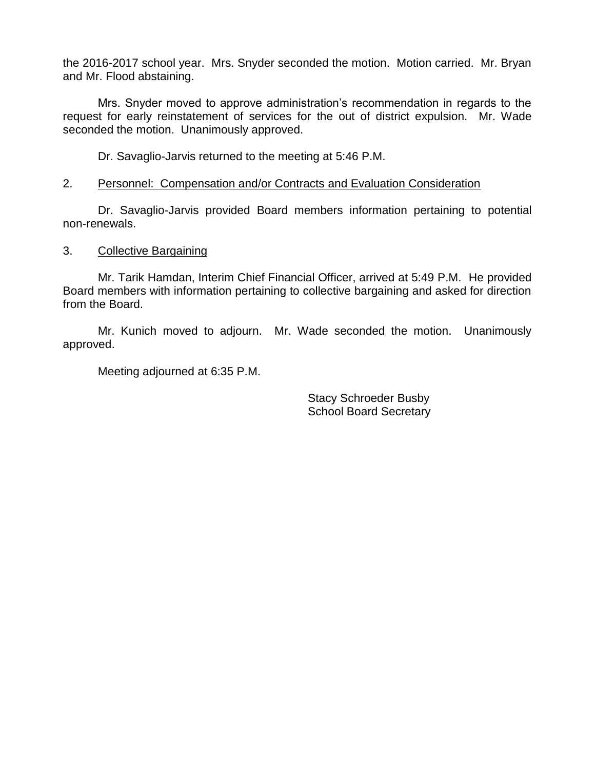the 2016-2017 school year. Mrs. Snyder seconded the motion. Motion carried. Mr. Bryan and Mr. Flood abstaining.

Mrs. Snyder moved to approve administration's recommendation in regards to the request for early reinstatement of services for the out of district expulsion. Mr. Wade seconded the motion. Unanimously approved.

Dr. Savaglio-Jarvis returned to the meeting at 5:46 P.M.

2. <u>Personnel: Compensation and/or Contracts and Evaluation Consideration</u>

Dr. Savaglio-Jarvis provided Board members information pertaining to potential non-renewals.

3. <u>Collective Bargaining</u>

Mr. Tarik Hamdan, Interim Chief Financial Officer, arrived at 5:49 P.M. He provided Board members with information pertaining to collective bargaining and asked for direction from the Board.

Mr. Kunich moved to adjourn. Mr. Wade seconded the motion. Unanimously approved.

Meeting adjourned at 6:35 P.M.

Stacy Schroeder Busby
School Board Secretary